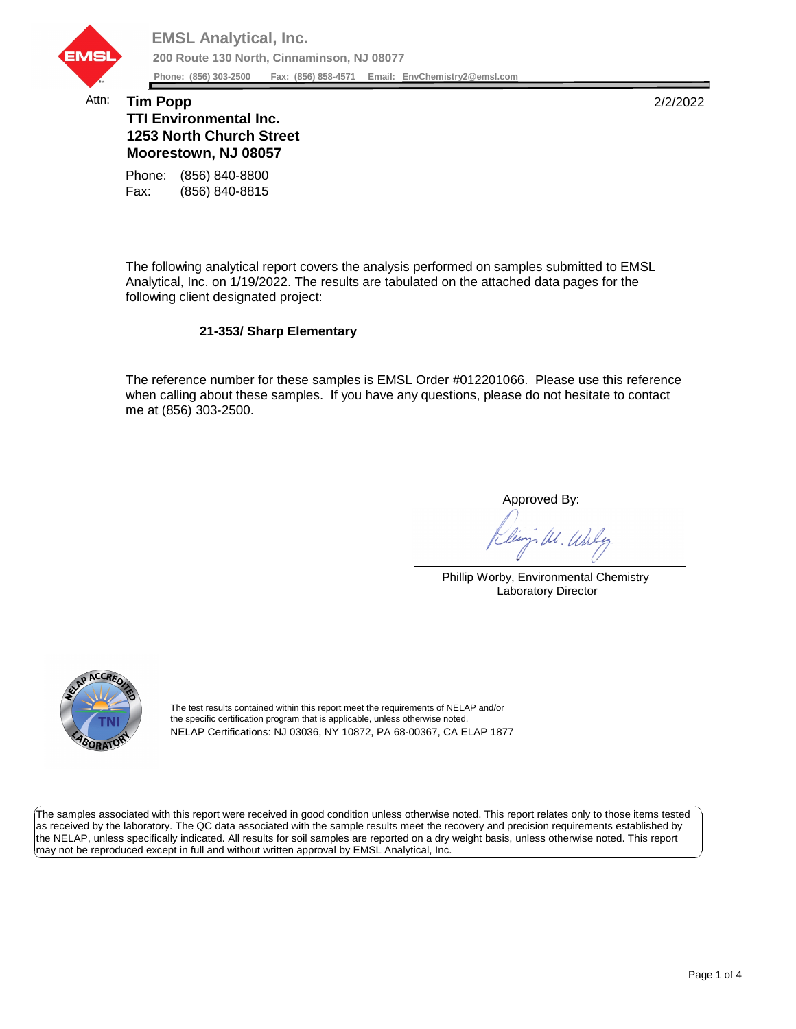# EMSL Analytical, Inc.

**200 Route 130 North, Cinnaminson, NJ 08077**

**Phone: (856) 303-2500 Fax: (856) 858-4571 Email: EnvChemistry2@emsl.com**

Attn: **Tim Popp**
**TTI Environmental Inc.**
**1253 North Church Street**
**Moorestown, NJ 08057**

2/2/2022

Phone: (856) 840-8800
Fax: (856) 840-8815

The following analytical report covers the analysis performed on samples submitted to EMSL Analytical, Inc. on 1/19/2022. The results are tabulated on the attached data pages for the following client designated project:

**21-353/ Sharp Elementary**

The reference number for these samples is EMSL Order #012201066. Please use this reference when calling about these samples. If you have any questions, please do not hesitate to contact me at (856) 303-2500.

Approved By:

Phillip Worby, Environmental Chemistry Laboratory Director

The test results contained within this report meet the requirements of NELAP and/or the specific certification program that is applicable, unless otherwise noted.
NELAP Certifications: NJ 03036, NY 10872, PA 68-00367, CA ELAP 1877

The samples associated with this report were received in good condition unless otherwise noted. This report relates only to those items tested as received by the laboratory. The QC data associated with the sample results meet the recovery and precision requirements established by the NELAP, unless specifically indicated. All results for soil samples are reported on a dry weight basis, unless otherwise noted. This report may not be reproduced except in full and without written approval by EMSL Analytical, Inc.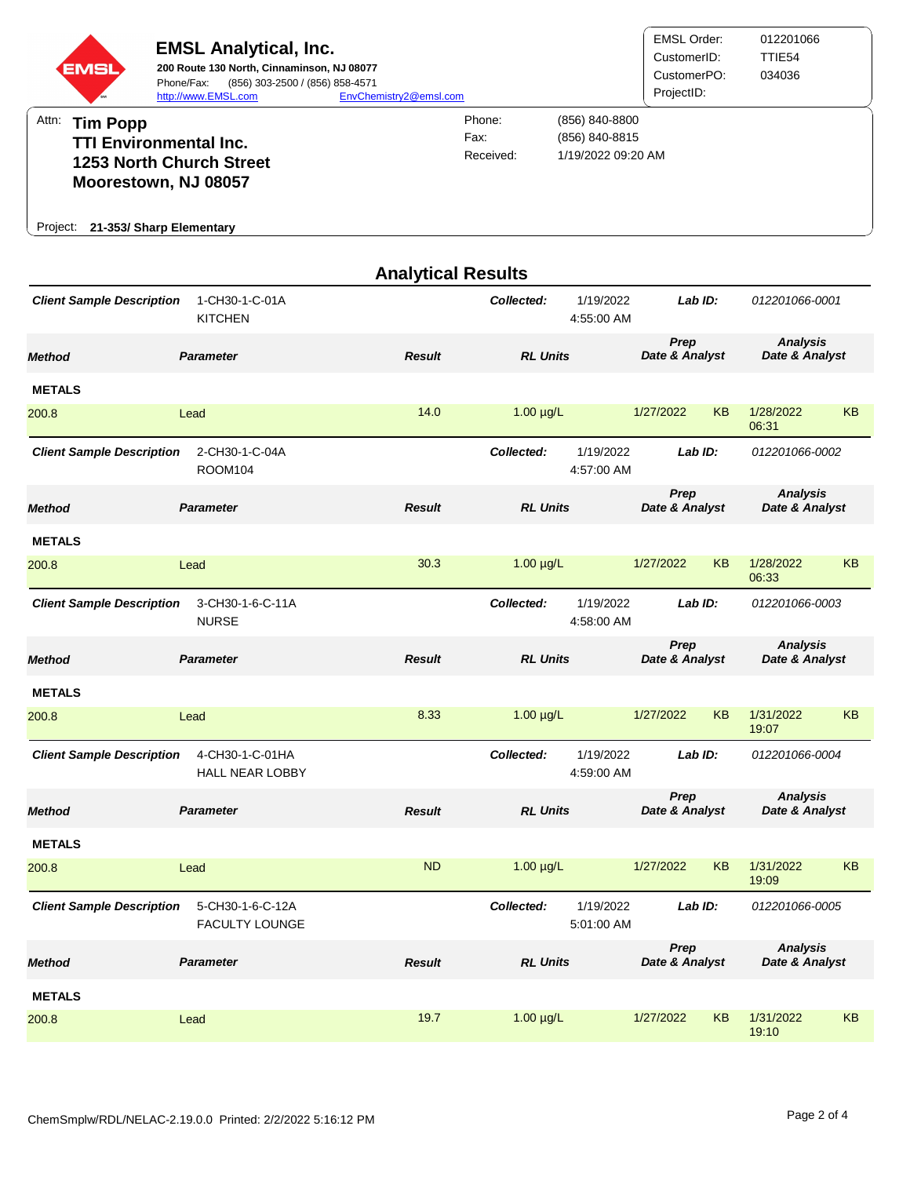# EMSL Analytical, Inc.

**200 Route 130 North, Cinnaminson, NJ 08077**
Phone/Fax: (856) 303-2500 / (856) 858-4571
http://www.EMSL.com EnvChemistry2@emsl.com

| | |
|---|---|
| EMSL Order: | 012201066 |
| CustomerID: | TTIE54 |
| CustomerPO: | 034036 |
| ProjectID: | |

Attn: **Tim Popp**
**TTI Environmental Inc.**
**1253 North Church Street**
**Moorestown, NJ 08057**

| | |
|---|---|
| Phone: | (856) 840-8800 |
| Fax: | (856) 840-8815 |
| Received: | 1/19/2022 09:20 AM |

Project: **21-353/ Sharp Elementary**

## Analytical Results

***Client Sample Description*** 1-CH30-1-C-01A KITCHEN — ***Collected:*** 1/19/2022 4:55:00 AM — ***Lab ID:*** *012201066-0001*

| Method | Parameter | Result | RL Units | Prep Date & Analyst | | Analysis Date & Analyst | |
|---|---|---|---|---|---|---|---|
| **METALS** | | | | | | | |
| 200.8 | Lead | 14.0 | 1.00 µg/L | 1/27/2022 | KB | 1/28/2022 06:31 | KB |

***Client Sample Description*** 2-CH30-1-C-04A ROOM104 — ***Collected:*** 1/19/2022 4:57:00 AM — ***Lab ID:*** *012201066-0002*

| Method | Parameter | Result | RL Units | Prep Date & Analyst | | Analysis Date & Analyst | |
|---|---|---|---|---|---|---|---|
| **METALS** | | | | | | | |
| 200.8 | Lead | 30.3 | 1.00 µg/L | 1/27/2022 | KB | 1/28/2022 06:33 | KB |

***Client Sample Description*** 3-CH30-1-6-C-11A NURSE — ***Collected:*** 1/19/2022 4:58:00 AM — ***Lab ID:*** *012201066-0003*

| Method | Parameter | Result | RL Units | Prep Date & Analyst | | Analysis Date & Analyst | |
|---|---|---|---|---|---|---|---|
| **METALS** | | | | | | | |
| 200.8 | Lead | 8.33 | 1.00 µg/L | 1/27/2022 | KB | 1/31/2022 19:07 | KB |

***Client Sample Description*** 4-CH30-1-C-01HA HALL NEAR LOBBY — ***Collected:*** 1/19/2022 4:59:00 AM — ***Lab ID:*** *012201066-0004*

| Method | Parameter | Result | RL Units | Prep Date & Analyst | | Analysis Date & Analyst | |
|---|---|---|---|---|---|---|---|
| **METALS** | | | | | | | |
| 200.8 | Lead | ND | 1.00 µg/L | 1/27/2022 | KB | 1/31/2022 19:09 | KB |

***Client Sample Description*** 5-CH30-1-6-C-12A FACULTY LOUNGE — ***Collected:*** 1/19/2022 5:01:00 AM — ***Lab ID:*** *012201066-0005*

| Method | Parameter | Result | RL Units | Prep Date & Analyst | | Analysis Date & Analyst | |
|---|---|---|---|---|---|---|---|
| **METALS** | | | | | | | |
| 200.8 | Lead | 19.7 | 1.00 µg/L | 1/27/2022 | KB | 1/31/2022 19:10 | KB |

ChemSmplw/RDL/NELAC-2.19.0.0 Printed: 2/2/2022 5:16:12 PM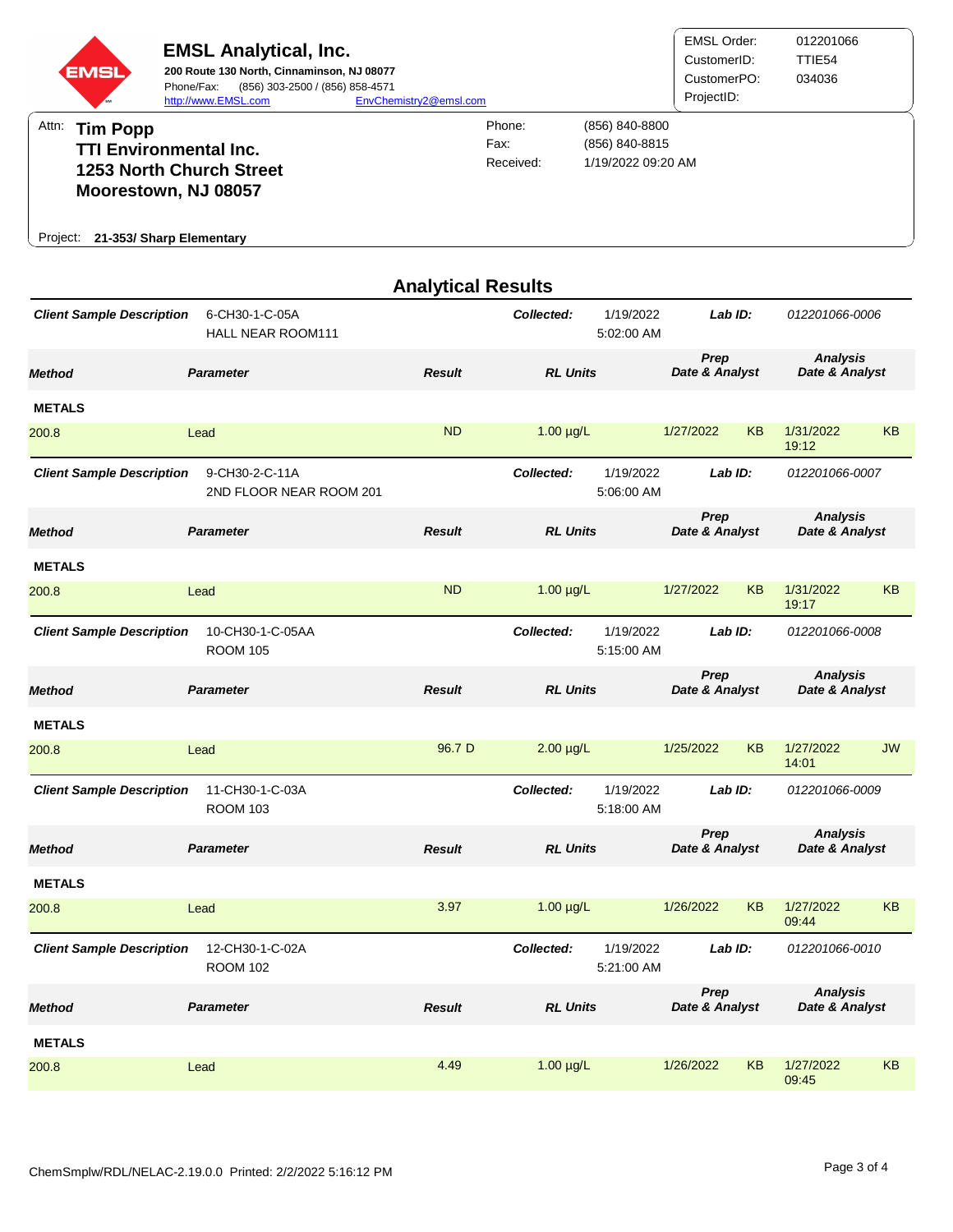**EMSL Analytical, Inc.**
**200 Route 130 North, Cinnaminson, NJ 08077**
Phone/Fax: (856) 303-2500 / (856) 858-4571
http://www.EMSL.com EnvChemistry2@emsl.com

| | |
|---|---|
| EMSL Order: | 012201066 |
| CustomerID: | TTIE54 |
| CustomerPO: | 034036 |
| ProjectID: | |

Attn: **Tim Popp**
**TTI Environmental Inc.**
**1253 North Church Street**
**Moorestown, NJ 08057**

Phone: (856) 840-8800
Fax: (856) 840-8815
Received: 1/19/2022 09:20 AM

Project: **21-353/ Sharp Elementary**

## Analytical Results

**Client Sample Description** 6-CH30-1-C-05A HALL NEAR ROOM111
**Collected:** 1/19/2022 5:02:00 AM **Lab ID:** 012201066-0006

| Method | Parameter | Result | RL Units | Prep Date & Analyst | | Analysis Date & Analyst | |
|---|---|---|---|---|---|---|---|
| **METALS** | | | | | | | |
| 200.8 | Lead | ND | 1.00 µg/L | 1/27/2022 | KB | 1/31/2022 19:12 | KB |

**Client Sample Description** 9-CH30-2-C-11A 2ND FLOOR NEAR ROOM 201
**Collected:** 1/19/2022 5:06:00 AM **Lab ID:** 012201066-0007

| Method | Parameter | Result | RL Units | Prep Date & Analyst | | Analysis Date & Analyst | |
|---|---|---|---|---|---|---|---|
| **METALS** | | | | | | | |
| 200.8 | Lead | ND | 1.00 µg/L | 1/27/2022 | KB | 1/31/2022 19:17 | KB |

**Client Sample Description** 10-CH30-1-C-05AA ROOM 105
**Collected:** 1/19/2022 5:15:00 AM **Lab ID:** 012201066-0008

| Method | Parameter | Result | RL Units | Prep Date & Analyst | | Analysis Date & Analyst | |
|---|---|---|---|---|---|---|---|
| **METALS** | | | | | | | |
| 200.8 | Lead | 96.7 D | 2.00 µg/L | 1/25/2022 | KB | 1/27/2022 14:01 | JW |

**Client Sample Description** 11-CH30-1-C-03A ROOM 103
**Collected:** 1/19/2022 5:18:00 AM **Lab ID:** 012201066-0009

| Method | Parameter | Result | RL Units | Prep Date & Analyst | | Analysis Date & Analyst | |
|---|---|---|---|---|---|---|---|
| **METALS** | | | | | | | |
| 200.8 | Lead | 3.97 | 1.00 µg/L | 1/26/2022 | KB | 1/27/2022 09:44 | KB |

**Client Sample Description** 12-CH30-1-C-02A ROOM 102
**Collected:** 1/19/2022 5:21:00 AM **Lab ID:** 012201066-0010

| Method | Parameter | Result | RL Units | Prep Date & Analyst | | Analysis Date & Analyst | |
|---|---|---|---|---|---|---|---|
| **METALS** | | | | | | | |
| 200.8 | Lead | 4.49 | 1.00 µg/L | 1/26/2022 | KB | 1/27/2022 09:45 | KB |

ChemSmplw/RDL/NELAC-2.19.0.0 Printed: 2/2/2022 5:16:12 PM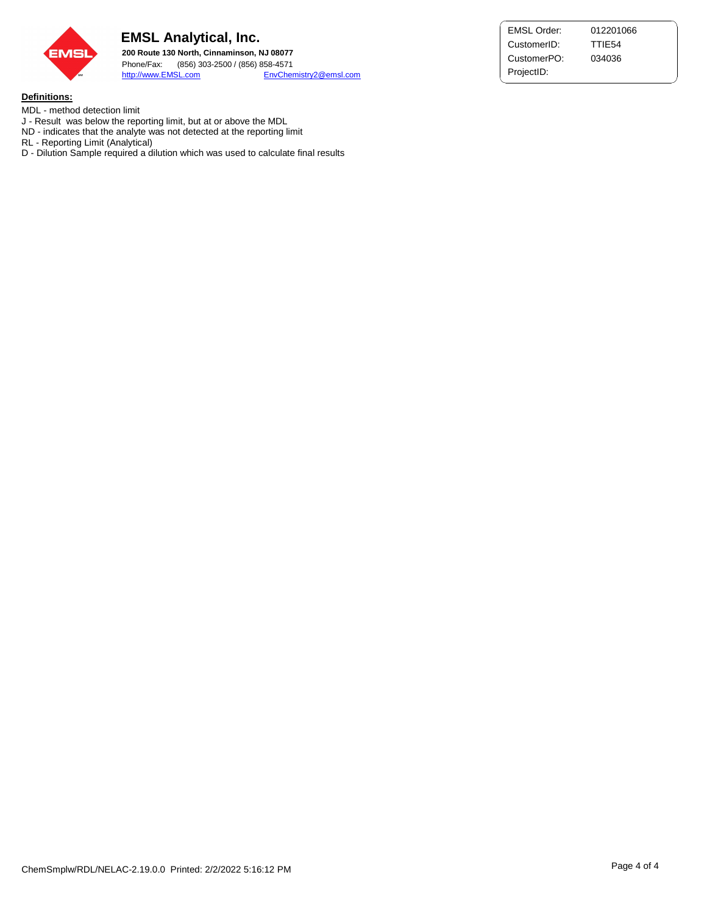**EMSL Analytical, Inc.**

**200 Route 130 North, Cinnaminson, NJ 08077**

Phone/Fax: (856) 303-2500 / (856) 858-4571

http://www.EMSL.com EnvChemistry2@emsl.com

| | |
|---|---|
| EMSL Order: | 012201066 |
| CustomerID: | TTIE54 |
| CustomerPO: | 034036 |
| ProjectID: | |

**Definitions:**

MDL - method detection limit

J - Result was below the reporting limit, but at or above the MDL

ND - indicates that the analyte was not detected at the reporting limit

RL - Reporting Limit (Analytical)

D - Dilution Sample required a dilution which was used to calculate final results

ChemSmplw/RDL/NELAC-2.19.0.0 Printed: 2/2/2022 5:16:12 PM